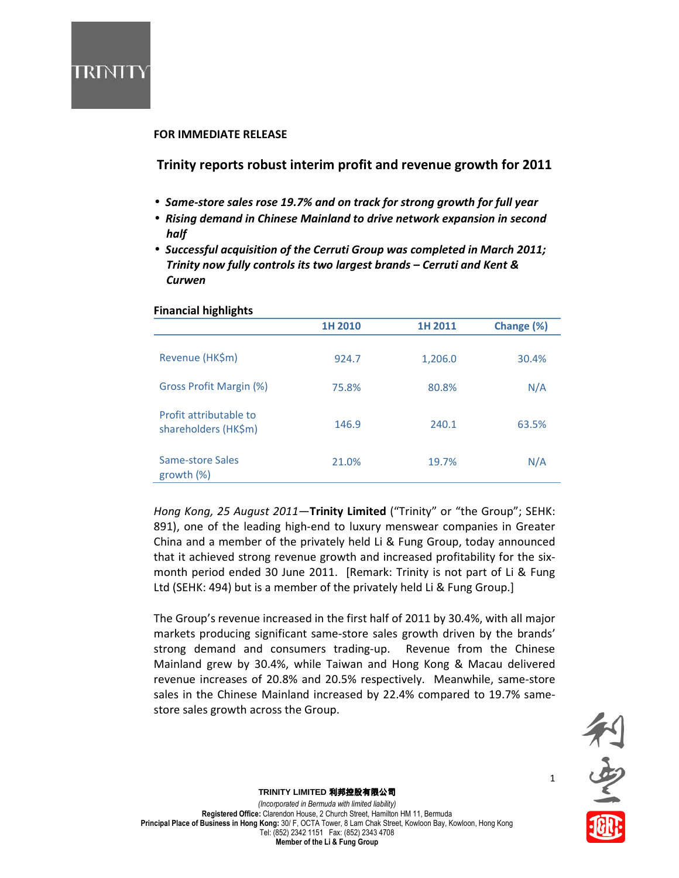**FOR IMMEDIATE RELEASE**

# Trinity reports robust interim profit and revenue growth for 2011

- ***Same-store sales rose 19.7% and on track for strong growth for full year***
- ***Rising demand in Chinese Mainland to drive network expansion in second half***
- ***Successful acquisition of the Cerruti Group was completed in March 2011; Trinity now fully controls its two largest brands – Cerruti and Kent & Curwen***

**Financial highlights**

| | 1H 2010 | 1H 2011 | Change (%) |
|---|---|---|---|
| Revenue (HK$m) | 924.7 | 1,206.0 | 30.4% |
| Gross Profit Margin (%) | 75.8% | 80.8% | N/A |
| Profit attributable to shareholders (HK$m) | 146.9 | 240.1 | 63.5% |
| Same-store Sales growth (%) | 21.0% | 19.7% | N/A |

*Hong Kong, 25 August 2011*—**Trinity Limited** ("Trinity" or "the Group"; SEHK: 891), one of the leading high-end to luxury menswear companies in Greater China and a member of the privately held Li & Fung Group, today announced that it achieved strong revenue growth and increased profitability for the six-month period ended 30 June 2011. [Remark: Trinity is not part of Li & Fung Ltd (SEHK: 494) but is a member of the privately held Li & Fung Group.]

The Group's revenue increased in the first half of 2011 by 30.4%, with all major markets producing significant same-store sales growth driven by the brands' strong demand and consumers trading-up. Revenue from the Chinese Mainland grew by 30.4%, while Taiwan and Hong Kong & Macau delivered revenue increases of 20.8% and 20.5% respectively. Meanwhile, same-store sales in the Chinese Mainland increased by 22.4% compared to 19.7% same-store sales growth across the Group.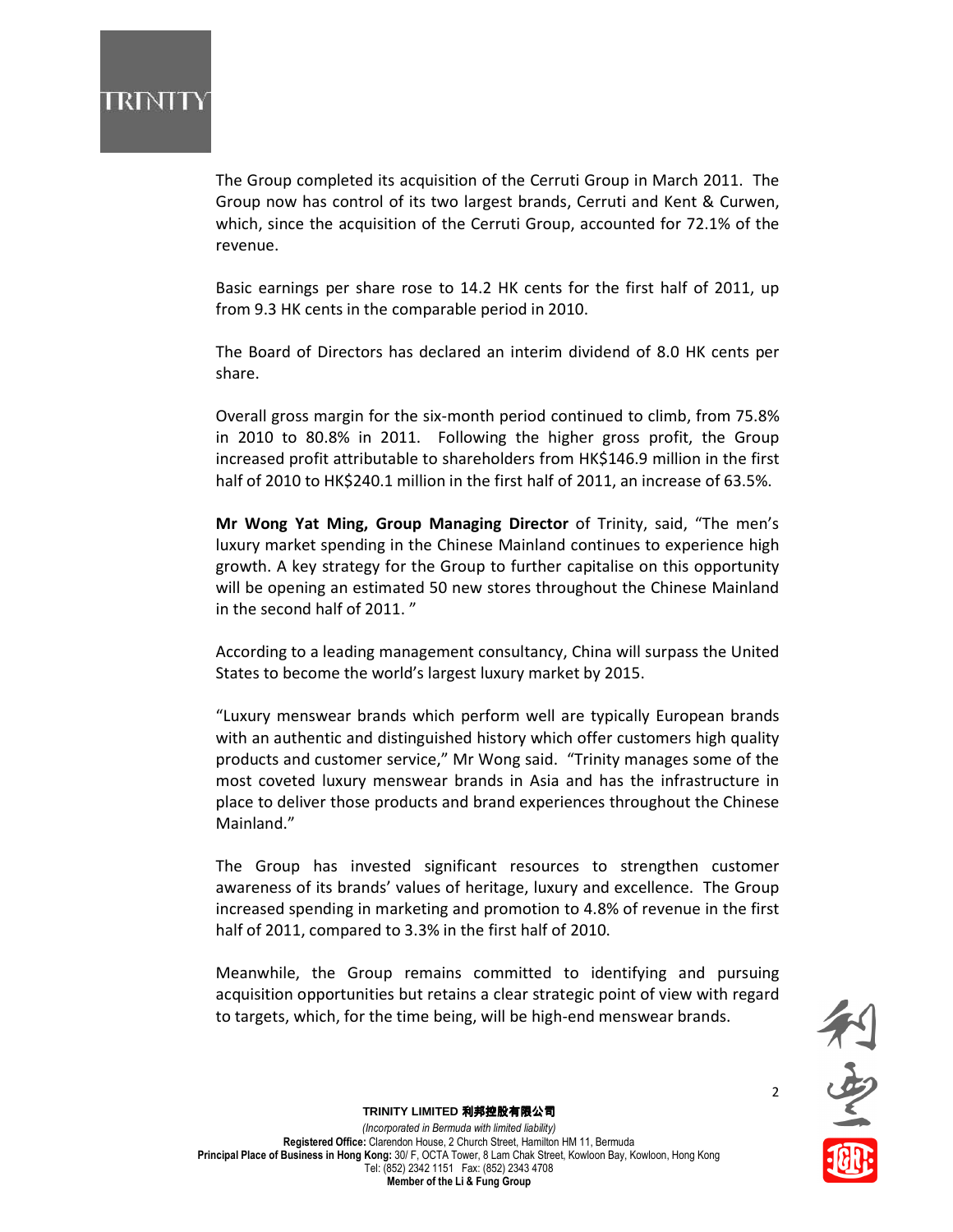The Group completed its acquisition of the Cerruti Group in March 2011. The Group now has control of its two largest brands, Cerruti and Kent & Curwen, which, since the acquisition of the Cerruti Group, accounted for 72.1% of the revenue.

Basic earnings per share rose to 14.2 HK cents for the first half of 2011, up from 9.3 HK cents in the comparable period in 2010.

The Board of Directors has declared an interim dividend of 8.0 HK cents per share.

Overall gross margin for the six-month period continued to climb, from 75.8% in 2010 to 80.8% in 2011. Following the higher gross profit, the Group increased profit attributable to shareholders from HK$146.9 million in the first half of 2010 to HK$240.1 million in the first half of 2011, an increase of 63.5%.

**Mr Wong Yat Ming, Group Managing Director** of Trinity, said, "The men's luxury market spending in the Chinese Mainland continues to experience high growth. A key strategy for the Group to further capitalise on this opportunity will be opening an estimated 50 new stores throughout the Chinese Mainland in the second half of 2011. "

According to a leading management consultancy, China will surpass the United States to become the world's largest luxury market by 2015.

"Luxury menswear brands which perform well are typically European brands with an authentic and distinguished history which offer customers high quality products and customer service," Mr Wong said. "Trinity manages some of the most coveted luxury menswear brands in Asia and has the infrastructure in place to deliver those products and brand experiences throughout the Chinese Mainland."

The Group has invested significant resources to strengthen customer awareness of its brands' values of heritage, luxury and excellence. The Group increased spending in marketing and promotion to 4.8% of revenue in the first half of 2011, compared to 3.3% in the first half of 2010.

Meanwhile, the Group remains committed to identifying and pursuing acquisition opportunities but retains a clear strategic point of view with regard to targets, which, for the time being, will be high-end menswear brands.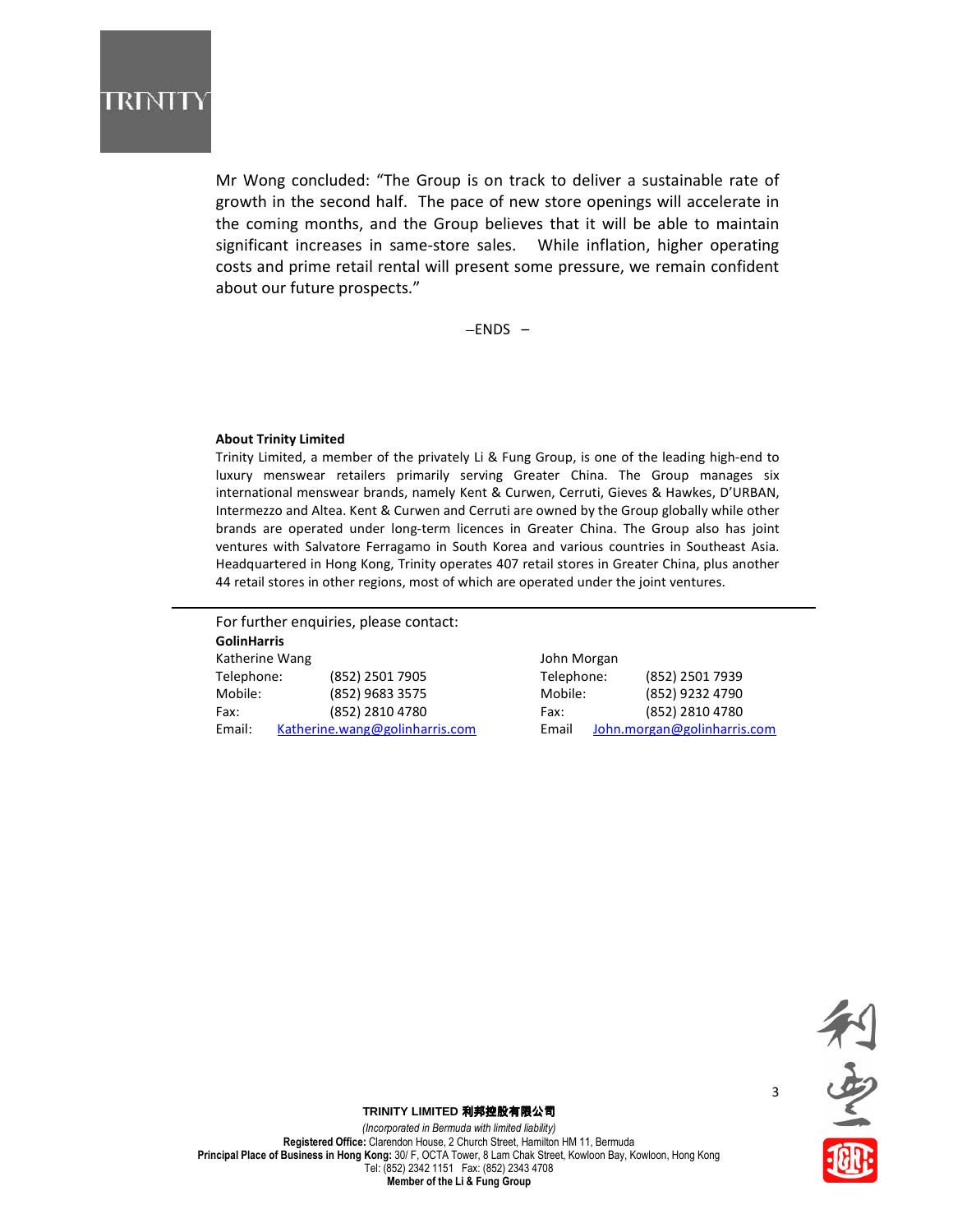Mr Wong concluded: "The Group is on track to deliver a sustainable rate of growth in the second half. The pace of new store openings will accelerate in the coming months, and the Group believes that it will be able to maintain significant increases in same-store sales. While inflation, higher operating costs and prime retail rental will present some pressure, we remain confident about our future prospects."

– ENDS –

**About Trinity Limited**

Trinity Limited, a member of the privately Li & Fung Group, is one of the leading high-end to luxury menswear retailers primarily serving Greater China. The Group manages six international menswear brands, namely Kent & Curwen, Cerruti, Gieves & Hawkes, D'URBAN, Intermezzo and Altea. Kent & Curwen and Cerruti are owned by the Group globally while other brands are operated under long-term licences in Greater China. The Group also has joint ventures with Salvatore Ferragamo in South Korea and various countries in Southeast Asia. Headquartered in Hong Kong, Trinity operates 407 retail stores in Greater China, plus another 44 retail stores in other regions, most of which are operated under the joint ventures.

---

For further enquiries, please contact:

**GolinHarris**

Katherine Wang
Telephone: (852) 2501 7905
Mobile: (852) 9683 3575
Fax: (852) 2810 4780
Email: Katherine.wang@golinharris.com

John Morgan
Telephone: (852) 2501 7939
Mobile: (852) 9232 4790
Fax: (852) 2810 4780
Email John.morgan@golinharris.com

**TRINITY LIMITED 利邦控股有限公司**
*(Incorporated in Bermuda with limited liability)*
**Registered Office:** Clarendon House, 2 Church Street, Hamilton HM 11, Bermuda
**Principal Place of Business in Hong Kong:** 30/ F, OCTA Tower, 8 Lam Chak Street, Kowloon Bay, Kowloon, Hong Kong
Tel: (852) 2342 1151 Fax: (852) 2343 4708
**Member of the Li & Fung Group**